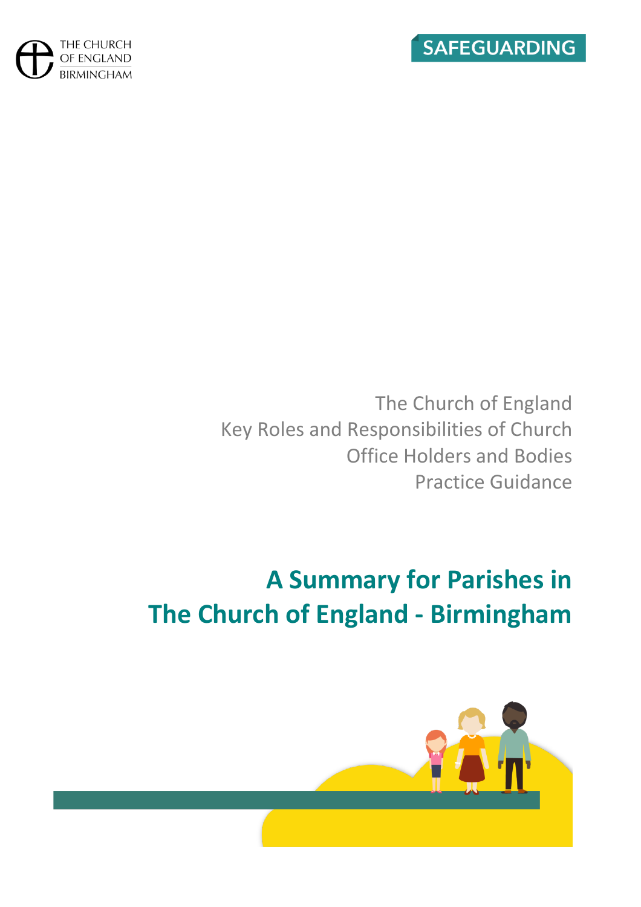THE CHURCH OF ENGLAND BIRMINGHAM

SAFEGUARDING

The Church of England
Key Roles and Responsibilities of Church
Office Holders and Bodies
Practice Guidance

# A Summary for Parishes in The Church of England - Birmingham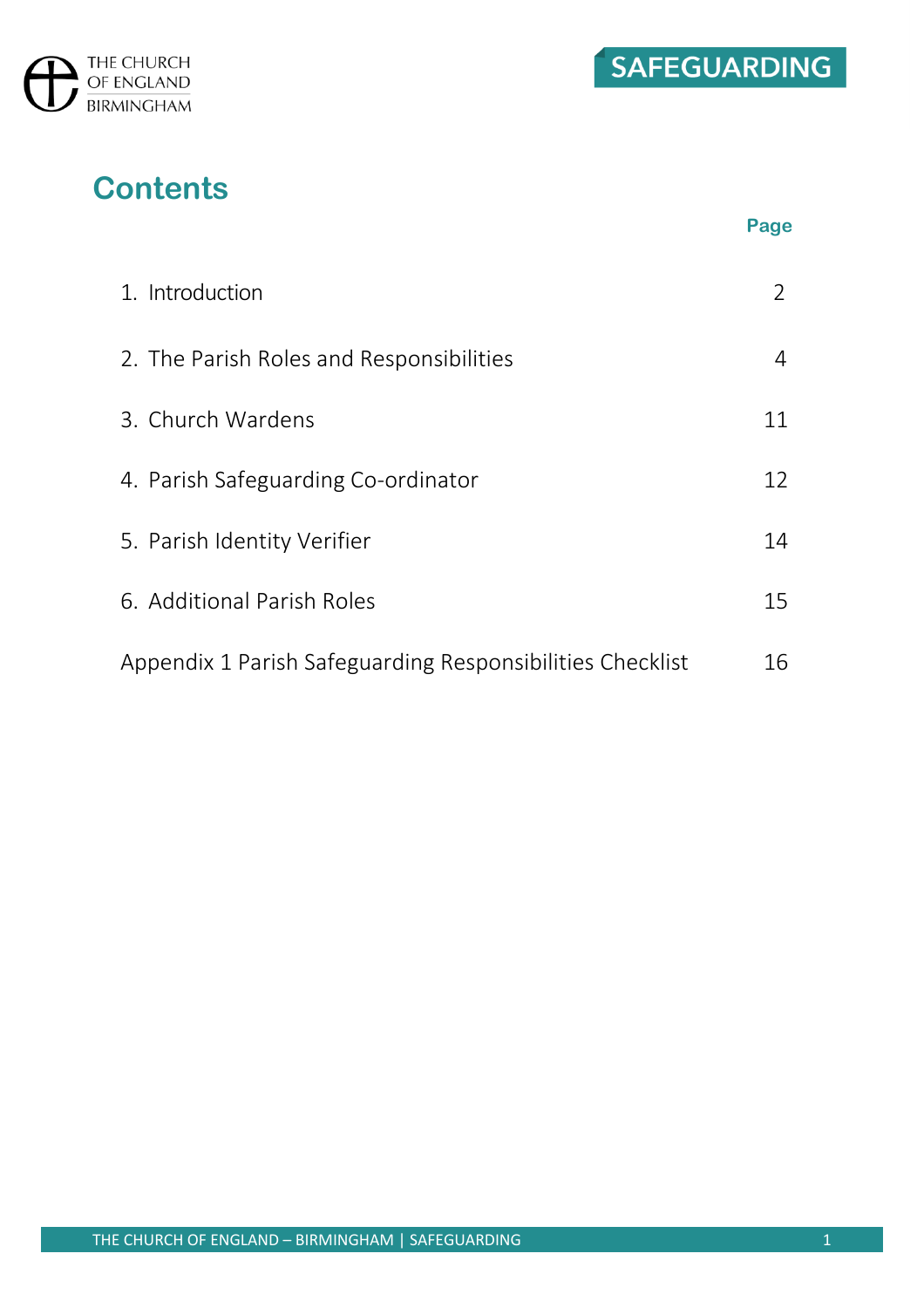# Contents

| | Page |
|---|---|
| 1. Introduction | 2 |
| 2. The Parish Roles and Responsibilities | 4 |
| 3. Church Wardens | 11 |
| 4. Parish Safeguarding Co-ordinator | 12 |
| 5. Parish Identity Verifier | 14 |
| 6. Additional Parish Roles | 15 |
| Appendix 1 Parish Safeguarding Responsibilities Checklist | 16 |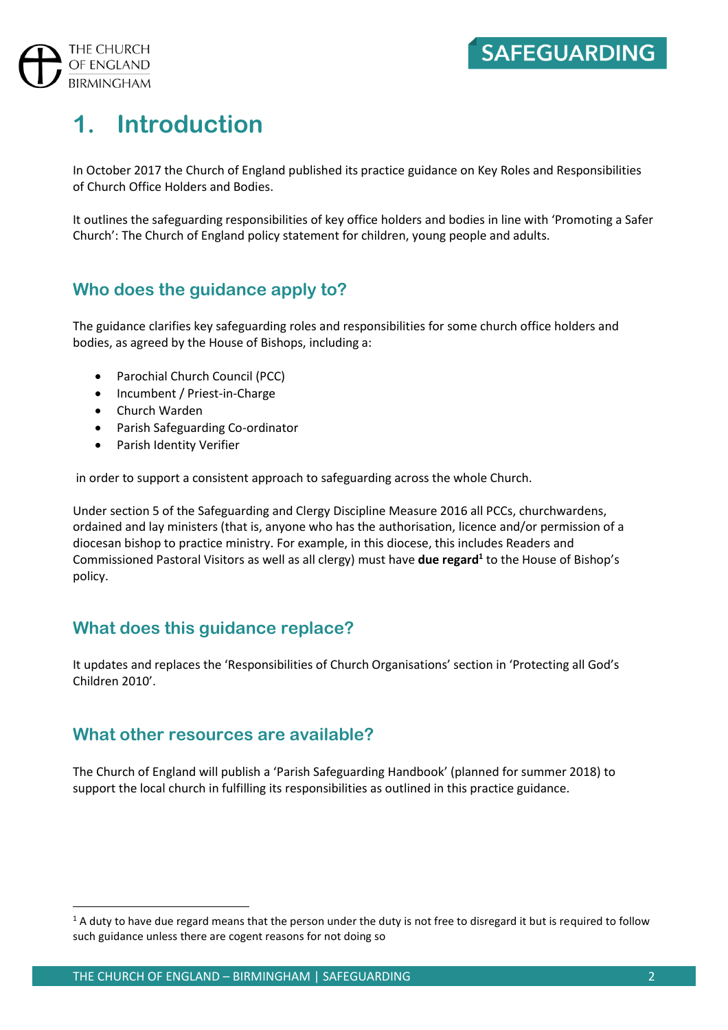# 1. Introduction

In October 2017 the Church of England published its practice guidance on Key Roles and Responsibilities of Church Office Holders and Bodies.

It outlines the safeguarding responsibilities of key office holders and bodies in line with 'Promoting a Safer Church': The Church of England policy statement for children, young people and adults.

## Who does the guidance apply to?

The guidance clarifies key safeguarding roles and responsibilities for some church office holders and bodies, as agreed by the House of Bishops, including a:

- Parochial Church Council (PCC)
- Incumbent / Priest-in-Charge
- Church Warden
- Parish Safeguarding Co-ordinator
- Parish Identity Verifier

in order to support a consistent approach to safeguarding across the whole Church.

Under section 5 of the Safeguarding and Clergy Discipline Measure 2016 all PCCs, churchwardens, ordained and lay ministers (that is, anyone who has the authorisation, licence and/or permission of a diocesan bishop to practice ministry. For example, in this diocese, this includes Readers and Commissioned Pastoral Visitors as well as all clergy) must have **due regard**[1] to the House of Bishop's policy.

## What does this guidance replace?

It updates and replaces the 'Responsibilities of Church Organisations' section in 'Protecting all God's Children 2010'.

## What other resources are available?

The Church of England will publish a 'Parish Safeguarding Handbook' (planned for summer 2018) to support the local church in fulfilling its responsibilities as outlined in this practice guidance.

---

[1] A duty to have due regard means that the person under the duty is not free to disregard it but is required to follow such guidance unless there are cogent reasons for not doing so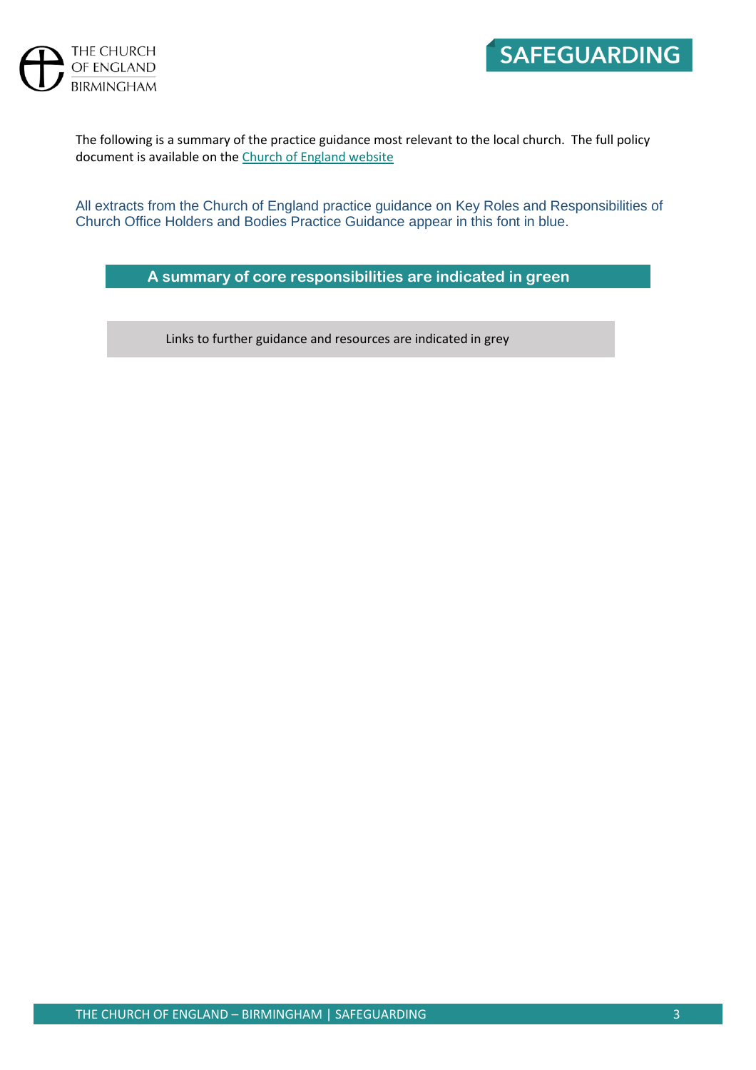The following is a summary of the practice guidance most relevant to the local church. The full policy document is available on the [Church of England website](Church of England website)

All extracts from the Church of England practice guidance on Key Roles and Responsibilities of Church Office Holders and Bodies Practice Guidance appear in this font in blue.

**A summary of core responsibilities are indicated in green**

Links to further guidance and resources are indicated in grey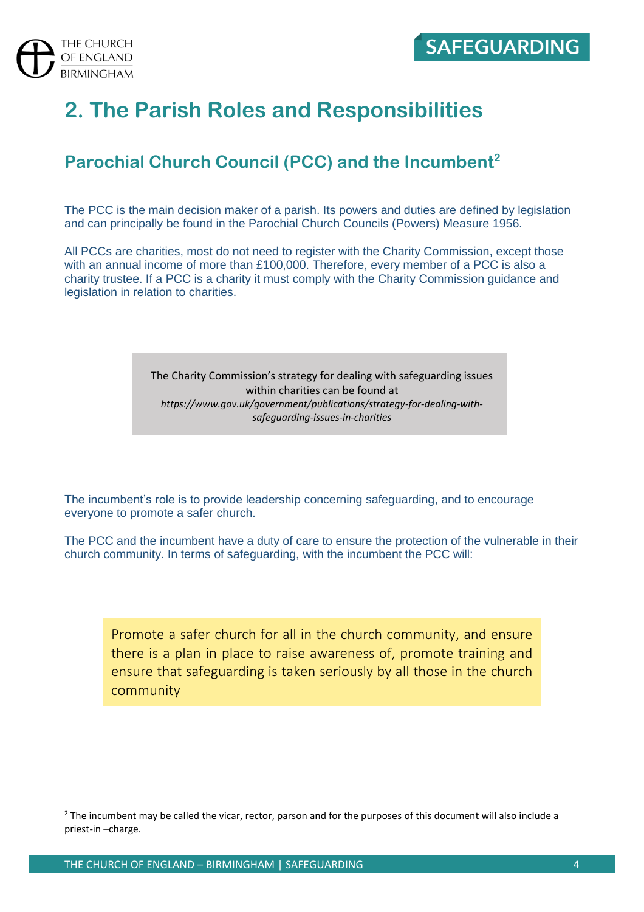# 2. The Parish Roles and Responsibilities

## Parochial Church Council (PCC) and the Incumbent[2]

The PCC is the main decision maker of a parish. Its powers and duties are defined by legislation and can principally be found in the Parochial Church Councils (Powers) Measure 1956.

All PCCs are charities, most do not need to register with the Charity Commission, except those with an annual income of more than £100,000. Therefore, every member of a PCC is also a charity trustee. If a PCC is a charity it must comply with the Charity Commission guidance and legislation in relation to charities.

> The Charity Commission's strategy for dealing with safeguarding issues within charities can be found at
> *https://www.gov.uk/government/publications/strategy-for-dealing-with-safeguarding-issues-in-charities*

The incumbent's role is to provide leadership concerning safeguarding, and to encourage everyone to promote a safer church.

The PCC and the incumbent have a duty of care to ensure the protection of the vulnerable in their church community. In terms of safeguarding, with the incumbent the PCC will:

> Promote a safer church for all in the church community, and ensure there is a plan in place to raise awareness of, promote training and ensure that safeguarding is taken seriously by all those in the church community

[2] The incumbent may be called the vicar, rector, parson and for the purposes of this document will also include a priest-in –charge.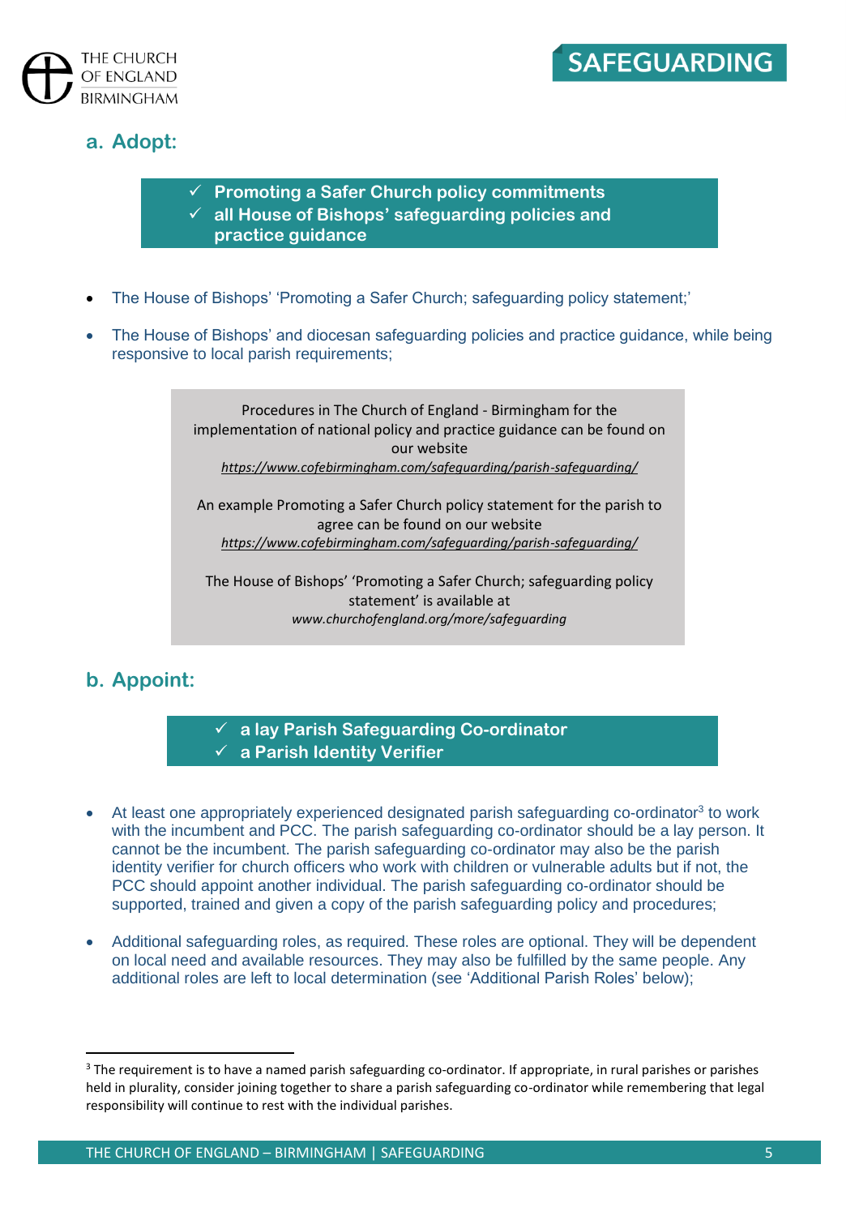## a. Adopt:

- ✓ **Promoting a Safer Church policy commitments**
- ✓ **all House of Bishops' safeguarding policies and practice guidance**

- The House of Bishops' 'Promoting a Safer Church; safeguarding policy statement;'
- The House of Bishops' and diocesan safeguarding policies and practice guidance, while being responsive to local parish requirements;

> Procedures in The Church of England - Birmingham for the implementation of national policy and practice guidance can be found on our website
> *https://www.cofebirmingham.com/safeguarding/parish-safeguarding/*
>
> An example Promoting a Safer Church policy statement for the parish to agree can be found on our website
> *https://www.cofebirmingham.com/safeguarding/parish-safeguarding/*
>
> The House of Bishops' 'Promoting a Safer Church; safeguarding policy statement' is available at
> *www.churchofengland.org/more/safeguarding*

## b. Appoint:

- ✓ **a lay Parish Safeguarding Co-ordinator**
- ✓ **a Parish Identity Verifier**

- At least one appropriately experienced designated parish safeguarding co-ordinator[3] to work with the incumbent and PCC. The parish safeguarding co-ordinator should be a lay person. It cannot be the incumbent. The parish safeguarding co-ordinator may also be the parish identity verifier for church officers who work with children or vulnerable adults but if not, the PCC should appoint another individual. The parish safeguarding co-ordinator should be supported, trained and given a copy of the parish safeguarding policy and procedures;
- Additional safeguarding roles, as required. These roles are optional. They will be dependent on local need and available resources. They may also be fulfilled by the same people. Any additional roles are left to local determination (see 'Additional Parish Roles' below);

[3] The requirement is to have a named parish safeguarding co-ordinator. If appropriate, in rural parishes or parishes held in plurality, consider joining together to share a parish safeguarding co-ordinator while remembering that legal responsibility will continue to rest with the individual parishes.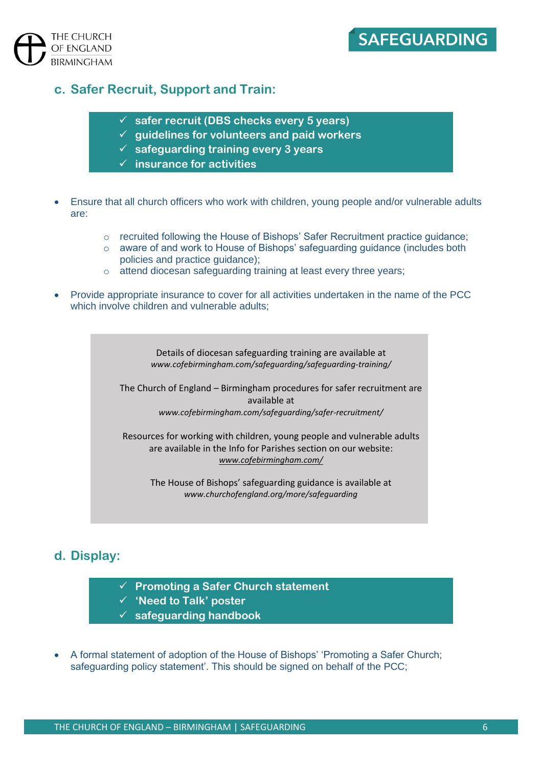## c. Safer Recruit, Support and Train:

- ✓ **safer recruit (DBS checks every 5 years)**
- ✓ **guidelines for volunteers and paid workers**
- ✓ **safeguarding training every 3 years**
- ✓ **insurance for activities**

- Ensure that all church officers who work with children, young people and/or vulnerable adults are:
  - recruited following the House of Bishops' Safer Recruitment practice guidance;
  - aware of and work to House of Bishops' safeguarding guidance (includes both policies and practice guidance);
  - attend diocesan safeguarding training at least every three years;
- Provide appropriate insurance to cover for all activities undertaken in the name of the PCC which involve children and vulnerable adults;

> Details of diocesan safeguarding training are available at
> *www.cofebirmingham.com/safeguarding/safeguarding-training/*
>
> The Church of England – Birmingham procedures for safer recruitment are available at
> *www.cofebirmingham.com/safeguarding/safer-recruitment/*
>
> Resources for working with children, young people and vulnerable adults are available in the Info for Parishes section on our website:
> *www.cofebirmingham.com/*
>
> The House of Bishops' safeguarding guidance is available at
> *www.churchofengland.org/more/safeguarding*

## d. Display:

- ✓ **Promoting a Safer Church statement**
- ✓ **'Need to Talk' poster**
- ✓ **safeguarding handbook**

- A formal statement of adoption of the House of Bishops' 'Promoting a Safer Church; safeguarding policy statement'. This should be signed on behalf of the PCC;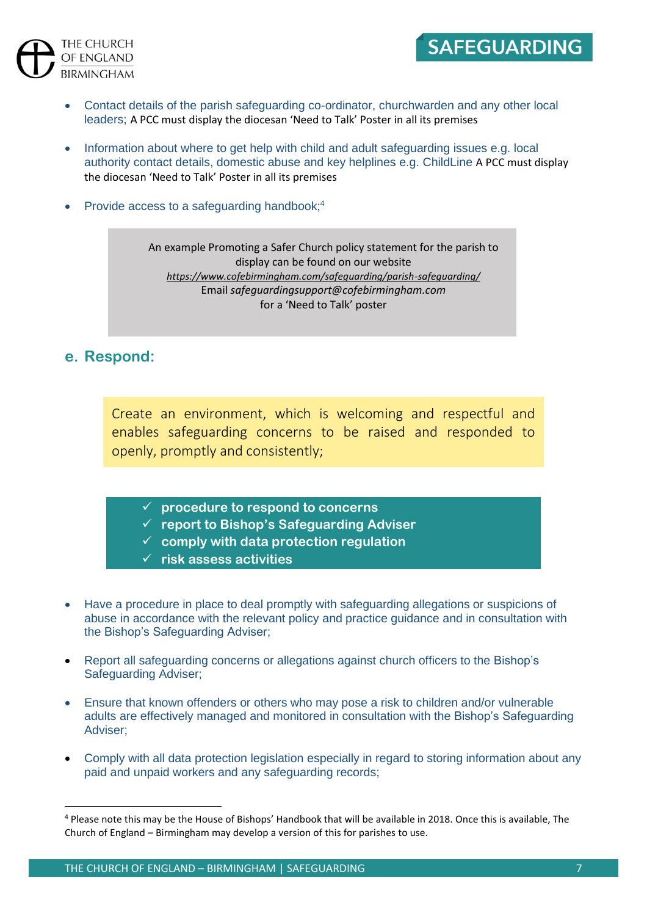- Contact details of the parish safeguarding co-ordinator, churchwarden and any other local leaders; A PCC must display the diocesan 'Need to Talk' Poster in all its premises

- Information about where to get help with child and adult safeguarding issues e.g. local authority contact details, domestic abuse and key helplines e.g. ChildLine A PCC must display the diocesan 'Need to Talk' Poster in all its premises

- Provide access to a safeguarding handbook;[4]

> An example Promoting a Safer Church policy statement for the parish to display can be found on our website
> *https://www.cofebirmingham.com/safeguarding/parish-safeguarding/*
> Email *safeguardingsupport@cofebirmingham.com*
> for a 'Need to Talk' poster

## e. Respond:

> Create an environment, which is welcoming and respectful and enables safeguarding concerns to be raised and responded to openly, promptly and consistently;

- ✓ **procedure to respond to concerns**
- ✓ **report to Bishop's Safeguarding Adviser**
- ✓ **comply with data protection regulation**
- ✓ **risk assess activities**

- Have a procedure in place to deal promptly with safeguarding allegations or suspicions of abuse in accordance with the relevant policy and practice guidance and in consultation with the Bishop's Safeguarding Adviser;

- Report all safeguarding concerns or allegations against church officers to the Bishop's Safeguarding Adviser;

- Ensure that known offenders or others who may pose a risk to children and/or vulnerable adults are effectively managed and monitored in consultation with the Bishop's Safeguarding Adviser;

- Comply with all data protection legislation especially in regard to storing information about any paid and unpaid workers and any safeguarding records;

---

[4] Please note this may be the House of Bishops' Handbook that will be available in 2018. Once this is available, The Church of England – Birmingham may develop a version of this for parishes to use.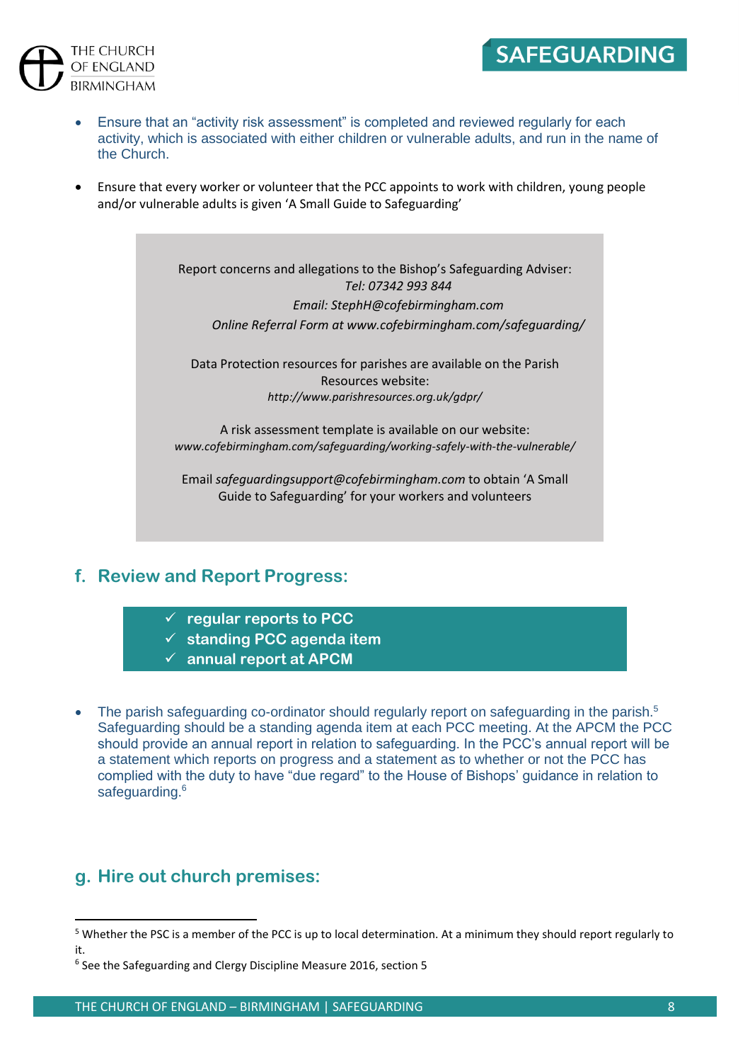- Ensure that an "activity risk assessment" is completed and reviewed regularly for each activity, which is associated with either children or vulnerable adults, and run in the name of the Church.

- Ensure that every worker or volunteer that the PCC appoints to work with children, young people and/or vulnerable adults is given 'A Small Guide to Safeguarding'

> Report concerns and allegations to the Bishop's Safeguarding Adviser:
> *Tel: 07342 993 844*
> *Email: StephH@cofebirmingham.com*
> *Online Referral Form at www.cofebirmingham.com/safeguarding/*
>
> Data Protection resources for parishes are available on the Parish Resources website:
> *http://www.parishresources.org.uk/gdpr/*
>
> A risk assessment template is available on our website:
> *www.cofebirmingham.com/safeguarding/working-safely-with-the-vulnerable/*
>
> Email *safeguardingsupport@cofebirmingham.com* to obtain 'A Small Guide to Safeguarding' for your workers and volunteers

## f. Review and Report Progress:

- ✓ **regular reports to PCC**
- ✓ **standing PCC agenda item**
- ✓ **annual report at APCM**

- The parish safeguarding co-ordinator should regularly report on safeguarding in the parish.[5] Safeguarding should be a standing agenda item at each PCC meeting. At the APCM the PCC should provide an annual report in relation to safeguarding. In the PCC's annual report will be a statement which reports on progress and a statement as to whether or not the PCC has complied with the duty to have "due regard" to the House of Bishops' guidance in relation to safeguarding.[6]

## g. Hire out church premises:

---

[5] Whether the PSC is a member of the PCC is up to local determination. At a minimum they should report regularly to it.

[6] See the Safeguarding and Clergy Discipline Measure 2016, section 5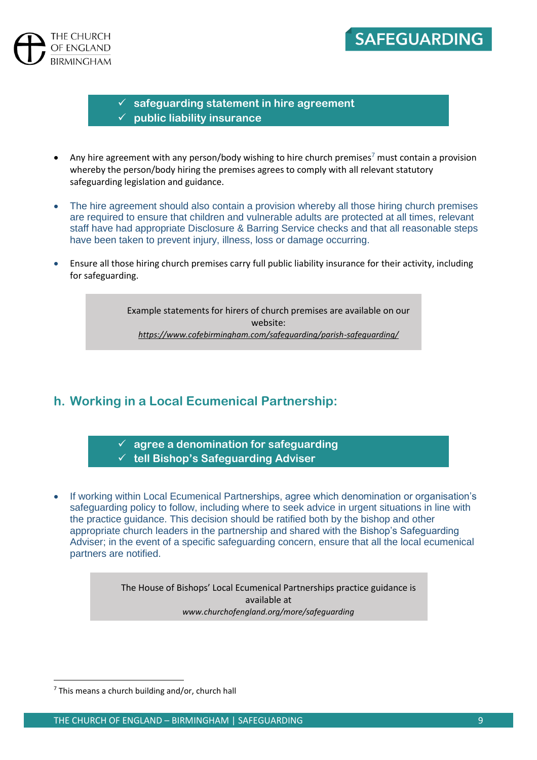- ✓ **safeguarding statement in hire agreement**
- ✓ **public liability insurance**

- Any hire agreement with any person/body wishing to hire church premises[7] must contain a provision whereby the person/body hiring the premises agrees to comply with all relevant statutory safeguarding legislation and guidance.
- The hire agreement should also contain a provision whereby all those hiring church premises are required to ensure that children and vulnerable adults are protected at all times, relevant staff have had appropriate Disclosure & Barring Service checks and that all reasonable steps have been taken to prevent injury, illness, loss or damage occurring.
- Ensure all those hiring church premises carry full public liability insurance for their activity, including for safeguarding.

> Example statements for hirers of church premises are available on our website:
> *https://www.cofebirmingham.com/safeguarding/parish-safeguarding/*

## h. Working in a Local Ecumenical Partnership:

- ✓ **agree a denomination for safeguarding**
- ✓ **tell Bishop's Safeguarding Adviser**

- If working within Local Ecumenical Partnerships, agree which denomination or organisation's safeguarding policy to follow, including where to seek advice in urgent situations in line with the practice guidance. This decision should be ratified both by the bishop and other appropriate church leaders in the partnership and shared with the Bishop's Safeguarding Adviser; in the event of a specific safeguarding concern, ensure that all the local ecumenical partners are notified.

> The House of Bishops' Local Ecumenical Partnerships practice guidance is available at
> *www.churchofengland.org/more/safeguarding*

[7] This means a church building and/or, church hall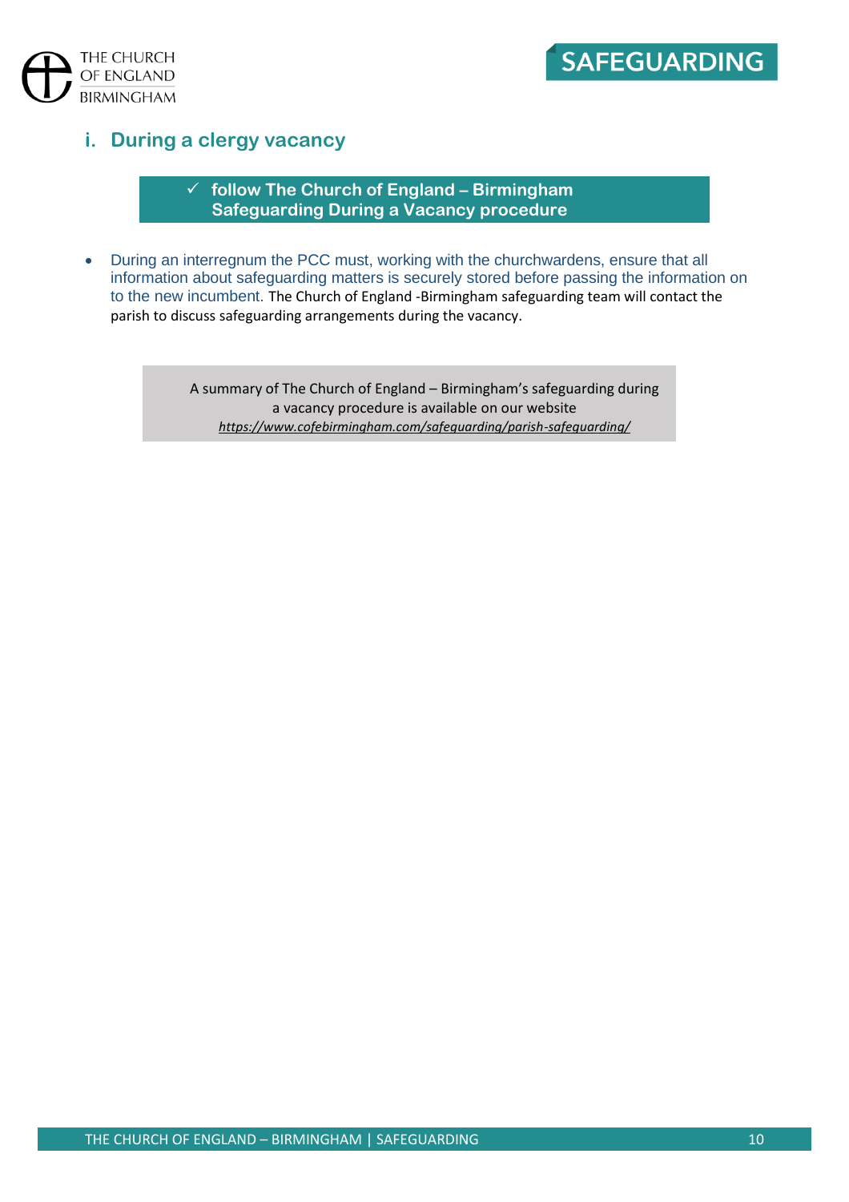## i. During a clergy vacancy

> ✓ **follow The Church of England – Birmingham Safeguarding During a Vacancy procedure**

- During an interregnum the PCC must, working with the churchwardens, ensure that all information about safeguarding matters is securely stored before passing the information on to the new incumbent. The Church of England -Birmingham safeguarding team will contact the parish to discuss safeguarding arrangements during the vacancy.

> A summary of The Church of England – Birmingham's safeguarding during a vacancy procedure is available on our website
> *https://www.cofebirmingham.com/safeguarding/parish-safeguarding/*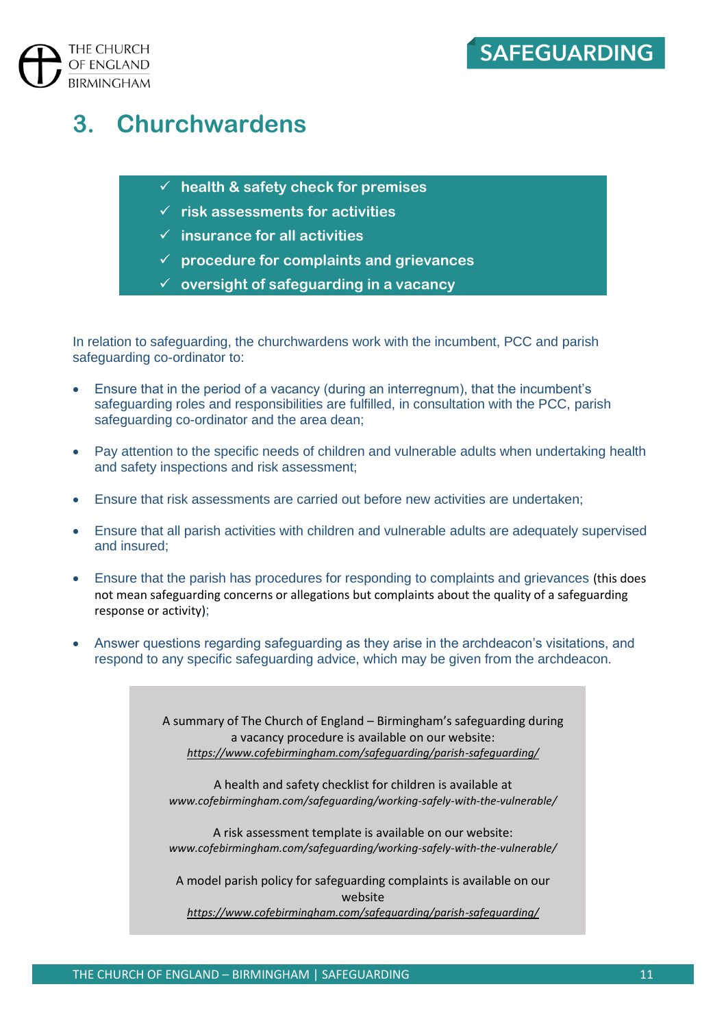# 3. Churchwardens

- ✓ **health & safety check for premises**
- ✓ **risk assessments for activities**
- ✓ **insurance for all activities**
- ✓ **procedure for complaints and grievances**
- ✓ **oversight of safeguarding in a vacancy**

In relation to safeguarding, the churchwardens work with the incumbent, PCC and parish safeguarding co-ordinator to:

- Ensure that in the period of a vacancy (during an interregnum), that the incumbent's safeguarding roles and responsibilities are fulfilled, in consultation with the PCC, parish safeguarding co-ordinator and the area dean;
- Pay attention to the specific needs of children and vulnerable adults when undertaking health and safety inspections and risk assessment;
- Ensure that risk assessments are carried out before new activities are undertaken;
- Ensure that all parish activities with children and vulnerable adults are adequately supervised and insured;
- Ensure that the parish has procedures for responding to complaints and grievances (this does not mean safeguarding concerns or allegations but complaints about the quality of a safeguarding response or activity);
- Answer questions regarding safeguarding as they arise in the archdeacon's visitations, and respond to any specific safeguarding advice, which may be given from the archdeacon.

A summary of The Church of England – Birmingham's safeguarding during a vacancy procedure is available on our website: *https://www.cofebirmingham.com/safeguarding/parish-safeguarding/*

A health and safety checklist for children is available at *www.cofebirmingham.com/safeguarding/working-safely-with-the-vulnerable/*

A risk assessment template is available on our website: *www.cofebirmingham.com/safeguarding/working-safely-with-the-vulnerable/*

A model parish policy for safeguarding complaints is available on our website *https://www.cofebirmingham.com/safeguarding/parish-safeguarding/*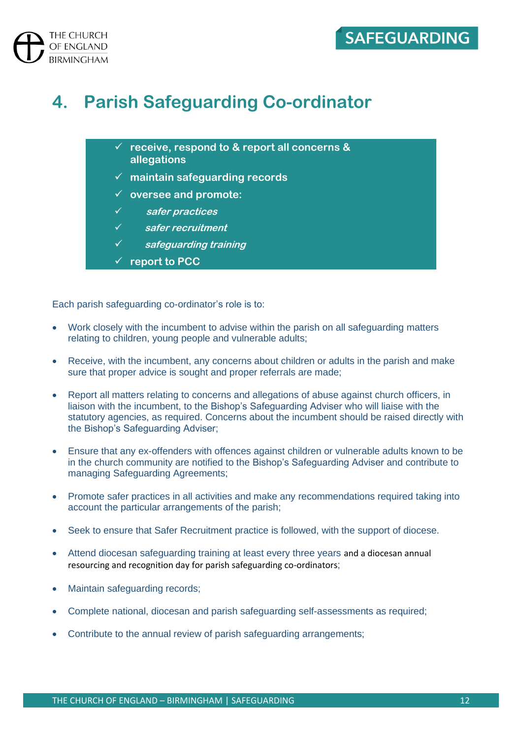# 4. Parish Safeguarding Co-ordinator

- ✓ **receive, respond to & report all concerns & allegations**
- ✓ **maintain safeguarding records**
- ✓ **oversee and promote:**
  - ✓ ***safer practices***
  - ✓ ***safer recruitment***
  - ✓ ***safeguarding training***
- ✓ **report to PCC**

Each parish safeguarding co-ordinator's role is to:

- Work closely with the incumbent to advise within the parish on all safeguarding matters relating to children, young people and vulnerable adults;
- Receive, with the incumbent, any concerns about children or adults in the parish and make sure that proper advice is sought and proper referrals are made;
- Report all matters relating to concerns and allegations of abuse against church officers, in liaison with the incumbent, to the Bishop's Safeguarding Adviser who will liaise with the statutory agencies, as required. Concerns about the incumbent should be raised directly with the Bishop's Safeguarding Adviser;
- Ensure that any ex-offenders with offences against children or vulnerable adults known to be in the church community are notified to the Bishop's Safeguarding Adviser and contribute to managing Safeguarding Agreements;
- Promote safer practices in all activities and make any recommendations required taking into account the particular arrangements of the parish;
- Seek to ensure that Safer Recruitment practice is followed, with the support of diocese.
- Attend diocesan safeguarding training at least every three years and a diocesan annual resourcing and recognition day for parish safeguarding co-ordinators;
- Maintain safeguarding records;
- Complete national, diocesan and parish safeguarding self-assessments as required;
- Contribute to the annual review of parish safeguarding arrangements;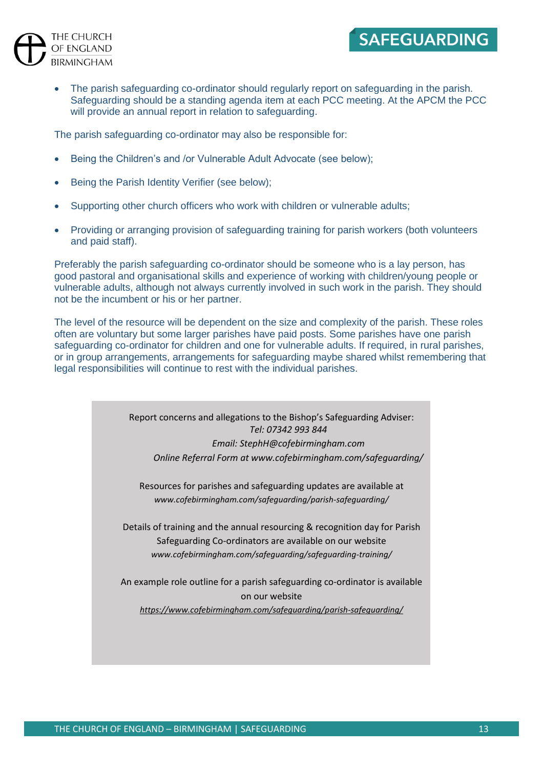- The parish safeguarding co-ordinator should regularly report on safeguarding in the parish. Safeguarding should be a standing agenda item at each PCC meeting. At the APCM the PCC will provide an annual report in relation to safeguarding.

The parish safeguarding co-ordinator may also be responsible for:

- Being the Children's and /or Vulnerable Adult Advocate (see below);
- Being the Parish Identity Verifier (see below);
- Supporting other church officers who work with children or vulnerable adults;
- Providing or arranging provision of safeguarding training for parish workers (both volunteers and paid staff).

Preferably the parish safeguarding co-ordinator should be someone who is a lay person, has good pastoral and organisational skills and experience of working with children/young people or vulnerable adults, although not always currently involved in such work in the parish. They should not be the incumbent or his or her partner.

The level of the resource will be dependent on the size and complexity of the parish. These roles often are voluntary but some larger parishes have paid posts. Some parishes have one parish safeguarding co-ordinator for children and one for vulnerable adults. If required, in rural parishes, or in group arrangements, arrangements for safeguarding maybe shared whilst remembering that legal responsibilities will continue to rest with the individual parishes.

Report concerns and allegations to the Bishop's Safeguarding Adviser:
*Tel: 07342 993 844*
*Email: StephH@cofebirmingham.com*
*Online Referral Form at www.cofebirmingham.com/safeguarding/*

Resources for parishes and safeguarding updates are available at
*www.cofebirmingham.com/safeguarding/parish-safeguarding/*

Details of training and the annual resourcing & recognition day for Parish Safeguarding Co-ordinators are available on our website
*www.cofebirmingham.com/safeguarding/safeguarding-training/*

An example role outline for a parish safeguarding co-ordinator is available on our website
*https://www.cofebirmingham.com/safeguarding/parish-safeguarding/*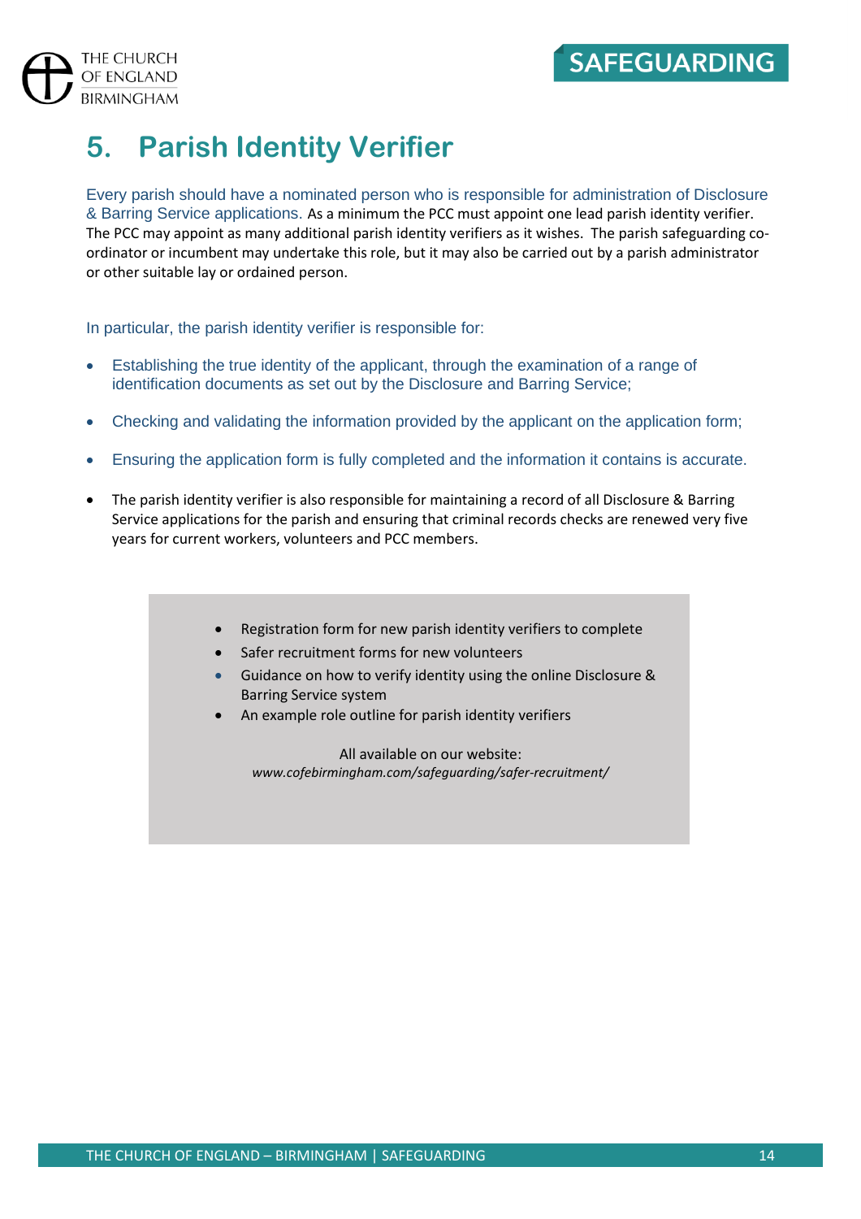# 5. Parish Identity Verifier

Every parish should have a nominated person who is responsible for administration of Disclosure & Barring Service applications. As a minimum the PCC must appoint one lead parish identity verifier. The PCC may appoint as many additional parish identity verifiers as it wishes. The parish safeguarding co-ordinator or incumbent may undertake this role, but it may also be carried out by a parish administrator or other suitable lay or ordained person.

In particular, the parish identity verifier is responsible for:

- Establishing the true identity of the applicant, through the examination of a range of identification documents as set out by the Disclosure and Barring Service;
- Checking and validating the information provided by the applicant on the application form;
- Ensuring the application form is fully completed and the information it contains is accurate.
- The parish identity verifier is also responsible for maintaining a record of all Disclosure & Barring Service applications for the parish and ensuring that criminal records checks are renewed very five years for current workers, volunteers and PCC members.

> - Registration form for new parish identity verifiers to complete
> - Safer recruitment forms for new volunteers
> - Guidance on how to verify identity using the online Disclosure & Barring Service system
> - An example role outline for parish identity verifiers
>
> All available on our website:
> *www.cofebirmingham.com/safeguarding/safer-recruitment/*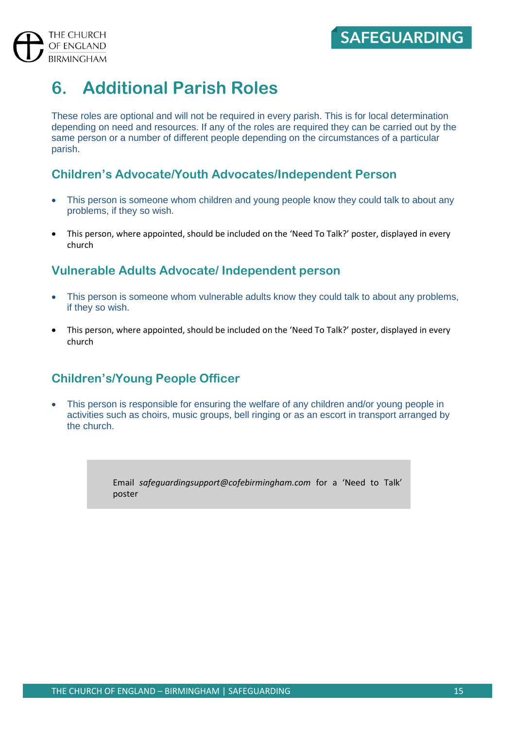# 6. Additional Parish Roles

These roles are optional and will not be required in every parish. This is for local determination depending on need and resources. If any of the roles are required they can be carried out by the same person or a number of different people depending on the circumstances of a particular parish.

## Children's Advocate/Youth Advocates/Independent Person

- This person is someone whom children and young people know they could talk to about any problems, if they so wish.
- This person, where appointed, should be included on the 'Need To Talk?' poster, displayed in every church

## Vulnerable Adults Advocate/ Independent person

- This person is someone whom vulnerable adults know they could talk to about any problems, if they so wish.
- This person, where appointed, should be included on the 'Need To Talk?' poster, displayed in every church

## Children's/Young People Officer

- This person is responsible for ensuring the welfare of any children and/or young people in activities such as choirs, music groups, bell ringing or as an escort in transport arranged by the church.

Email *safeguardingsupport@cofebirmingham.com* for a 'Need to Talk' poster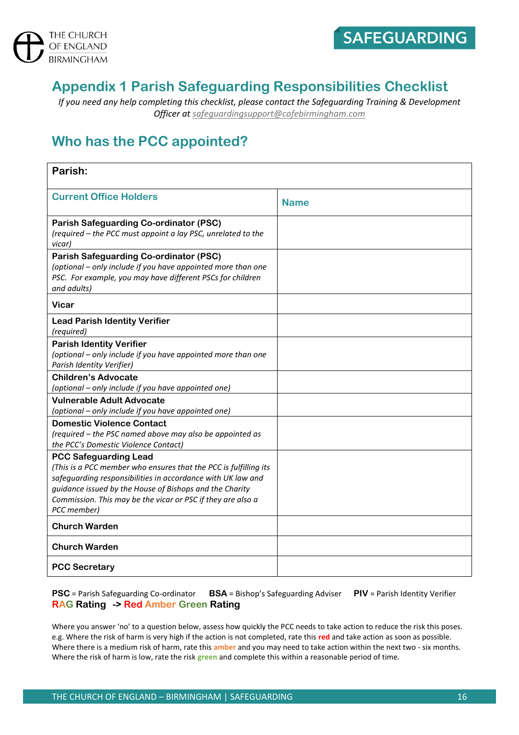# Appendix 1 Parish Safeguarding Responsibilities Checklist

*If you need any help completing this checklist, please contact the Safeguarding Training & Development Officer at safeguardingsupport@cofebirmingham.com*

## Who has the PCC appointed?

| **Parish:** | |
|---|---|
| **Current Office Holders** | **Name** |
| **Parish Safeguarding Co-ordinator (PSC)** *(required – the PCC must appoint a lay PSC, unrelated to the vicar)* | |
| **Parish Safeguarding Co-ordinator (PSC)** *(optional – only include if you have appointed more than one PSC. For example, you may have different PSCs for children and adults)* | |
| **Vicar** | |
| **Lead Parish Identity Verifier** *(required)* | |
| **Parish Identity Verifier** *(optional – only include if you have appointed more than one Parish Identity Verifier)* | |
| **Children's Advocate** *(optional – only include if you have appointed one)* | |
| **Vulnerable Adult Advocate** *(optional – only include if you have appointed one)* | |
| **Domestic Violence Contact** *(required – the PSC named above may also be appointed as the PCC's Domestic Violence Contact)* | |
| **PCC Safeguarding Lead** *(This is a PCC member who ensures that the PCC is fulfilling its safeguarding responsibilities in accordance with UK law and guidance issued by the House of Bishops and the Charity Commission. This may be the vicar or PSC if they are also a PCC member)* | |
| **Church Warden** | |
| **Church Warden** | |
| **PCC Secretary** | |

**PSC** = Parish Safeguarding Co-ordinator **BSA** = Bishop's Safeguarding Adviser **PIV** = Parish Identity Verifier

**RAG Rating -> Red Amber Green Rating**

Where you answer 'no' to a question below, assess how quickly the PCC needs to take action to reduce the risk this poses. e.g. Where the risk of harm is very high if the action is not completed, rate this **red** and take action as soon as possible. Where there is a medium risk of harm, rate this **amber** and you may need to take action within the next two - six months. Where the risk of harm is low, rate the risk **green** and complete this within a reasonable period of time.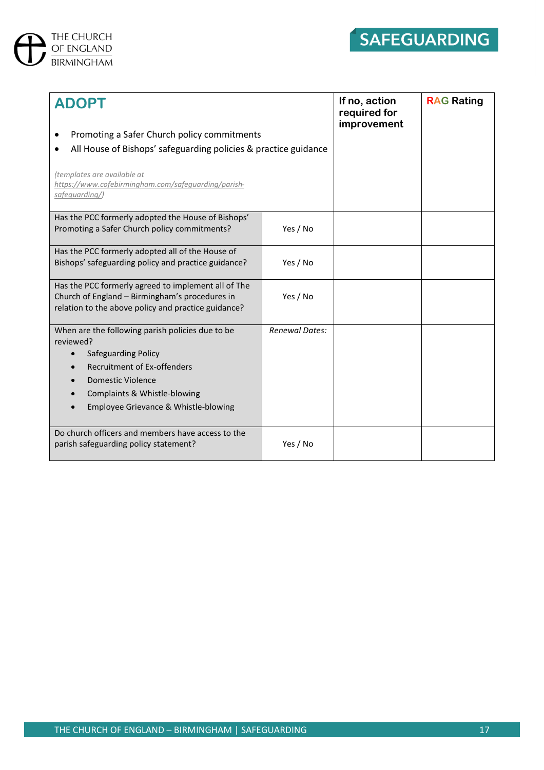| **ADOPT**<br><br>• Promoting a Safer Church policy commitments<br>• All House of Bishops' safeguarding policies & practice guidance<br><br>*(templates are available at https://www.cofebirmingham.com/safeguarding/parish-safeguarding/)* | | **If no, action required for improvement** | **RAG Rating** |
|---|---|---|---|
| Has the PCC formerly adopted the House of Bishops' Promoting a Safer Church policy commitments? | Yes / No | | |
| Has the PCC formerly adopted all of the House of Bishops' safeguarding policy and practice guidance? | Yes / No | | |
| Has the PCC formerly agreed to implement all of The Church of England – Birmingham's procedures in relation to the above policy and practice guidance? | Yes / No | | |
| When are the following parish policies due to be reviewed?<br>• Safeguarding Policy<br>• Recruitment of Ex-offenders<br>• Domestic Violence<br>• Complaints & Whistle-blowing<br>• Employee Grievance & Whistle-blowing | *Renewal Dates:* | | |
| Do church officers and members have access to the parish safeguarding policy statement? | Yes / No | | |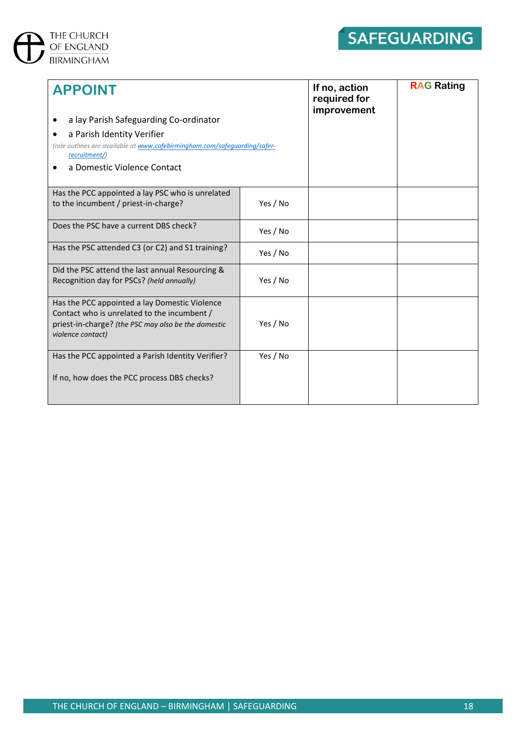| **APPOINT**<br><br>- a lay Parish Safeguarding Co-ordinator<br>- a Parish Identity Verifier<br>*(role outlines are available at [www.cofebirmingham.com/safeguarding/safer-recruitment/](www.cofebirmingham.com/safeguarding/safer-recruitment/))*<br>- a Domestic Violence Contact | | **If no, action required for improvement** | **RAG Rating** |
|---|---|---|---|
| Has the PCC appointed a lay PSC who is unrelated to the incumbent / priest-in-charge? | Yes / No | | |
| Does the PSC have a current DBS check? | Yes / No | | |
| Has the PSC attended C3 (or C2) and S1 training? | Yes / No | | |
| Did the PSC attend the last annual Resourcing & Recognition day for PSCs? *(held annually)* | Yes / No | | |
| Has the PCC appointed a lay Domestic Violence Contact who is unrelated to the incumbent / priest-in-charge? *(the PSC may also be the domestic violence contact)* | Yes / No | | |
| Has the PCC appointed a Parish Identity Verifier?<br><br>If no, how does the PCC process DBS checks? | Yes / No | | |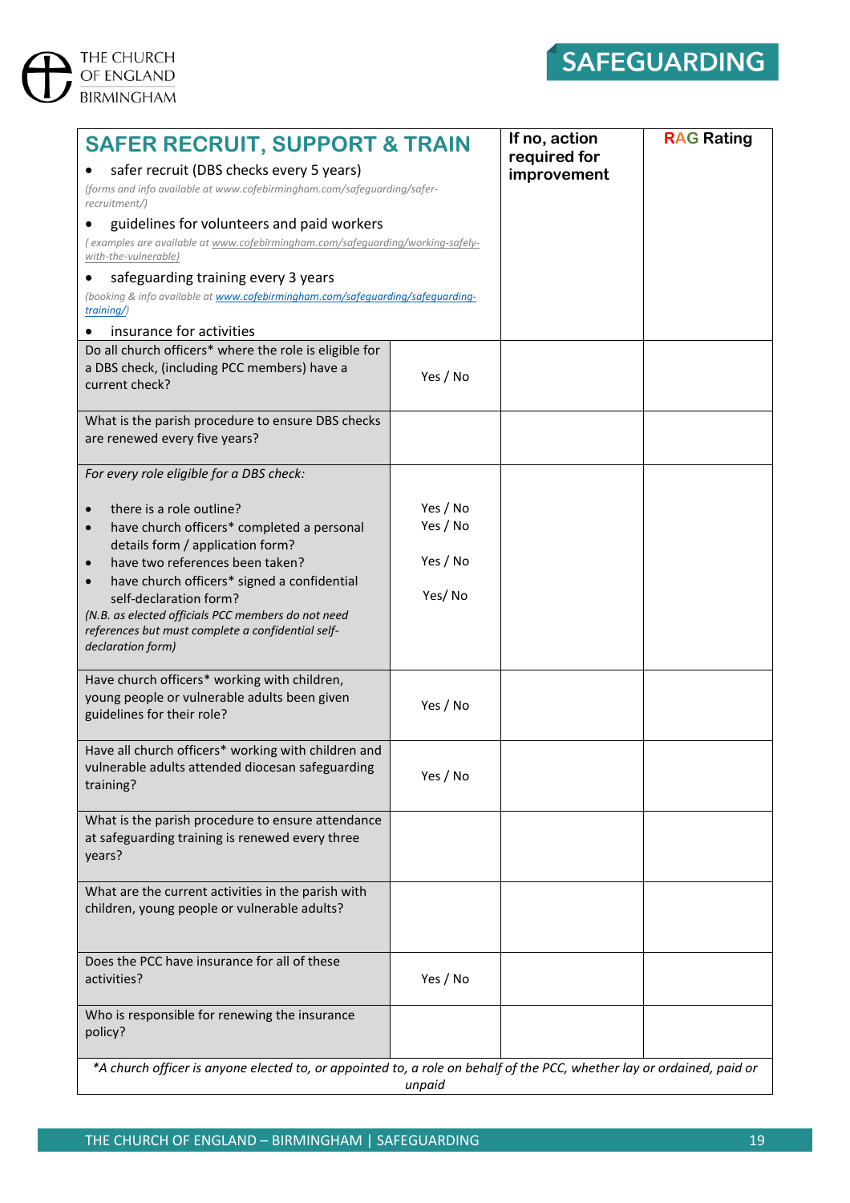| **SAFER RECRUIT, SUPPORT & TRAIN**<br>• safer recruit (DBS checks every 5 years)<br>*(forms and info available at www.cofebirmingham.com/safeguarding/safer-recruitment/)*<br>• guidelines for volunteers and paid workers<br>*( examples are available at www.cofebirmingham.com/safeguarding/working-safely-with-the-vulnerable)*<br>• safeguarding training every 3 years<br>*(booking & info available at www.cofebirmingham.com/safeguarding/safeguarding-training/)*<br>• insurance for activities | | **If no, action required for improvement** | **RAG Rating** |
|---|---|---|---|
| Do all church officers* where the role is eligible for a DBS check, (including PCC members) have a current check? | Yes / No | | |
| What is the parish procedure to ensure DBS checks are renewed every five years? | | | |
| *For every role eligible for a DBS check:*<br>• there is a role outline?<br>• have church officers* completed a personal details form / application form?<br>• have two references been taken?<br>• have church officers* signed a confidential self-declaration form?<br>*(N.B. as elected officials PCC members do not need references but must complete a confidential self-declaration form)* | Yes / No<br>Yes / No<br>Yes / No<br>Yes/ No | | |
| Have church officers* working with children, young people or vulnerable adults been given guidelines for their role? | Yes / No | | |
| Have all church officers* working with children and vulnerable adults attended diocesan safeguarding training? | Yes / No | | |
| What is the parish procedure to ensure attendance at safeguarding training is renewed every three years? | | | |
| What are the current activities in the parish with children, young people or vulnerable adults? | | | |
| Does the PCC have insurance for all of these activities? | Yes / No | | |
| Who is responsible for renewing the insurance policy? | | | |

*\*A church officer is anyone elected to, or appointed to, a role on behalf of the PCC, whether lay or ordained, paid or unpaid*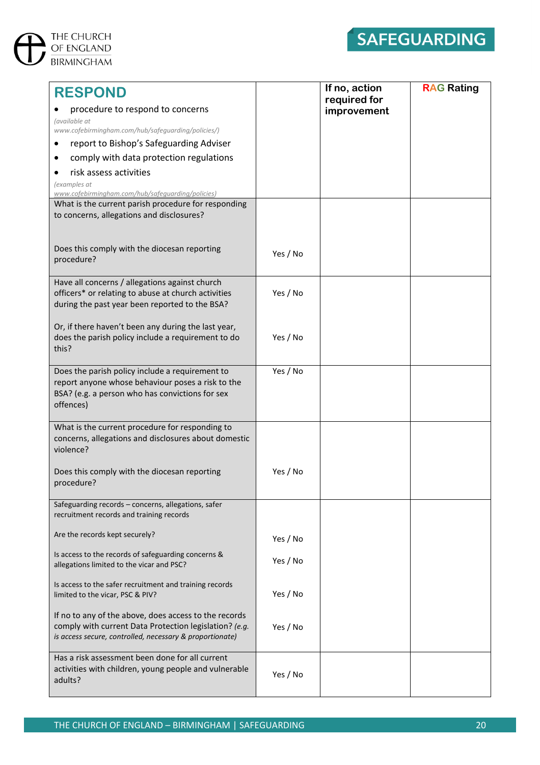| **RESPOND**<br>• procedure to respond to concerns<br>*(available at www.cofebirmingham.com/hub/safeguarding/policies/)*<br>• report to Bishop's Safeguarding Adviser<br>• comply with data protection regulations<br>• risk assess activities<br>*(examples at www.cofebirmingham.com/hub/safeguarding/policies)* | | **If no, action required for improvement** | **RAG Rating** |
|---|---|---|---|
| What is the current parish procedure for responding to concerns, allegations and disclosures?<br><br>Does this comply with the diocesan reporting procedure? | Yes / No | | |
| Have all concerns / allegations against church officers* or relating to abuse at church activities during the past year been reported to the BSA?<br><br>Or, if there haven't been any during the last year, does the parish policy include a requirement to do this? | Yes / No<br><br>Yes / No | | |
| Does the parish policy include a requirement to report anyone whose behaviour poses a risk to the BSA? (e.g. a person who has convictions for sex offences) | Yes / No | | |
| What is the current procedure for responding to concerns, allegations and disclosures about domestic violence?<br><br>Does this comply with the diocesan reporting procedure? | Yes / No | | |
| Safeguarding records – concerns, allegations, safer recruitment records and training records<br><br>Are the records kept securely?<br><br>Is access to the records of safeguarding concerns & allegations limited to the vicar and PSC?<br><br>Is access to the safer recruitment and training records limited to the vicar, PSC & PIV?<br><br>If no to any of the above, does access to the records comply with current Data Protection legislation? *(e.g. is access secure, controlled, necessary & proportionate)* | Yes / No<br><br>Yes / No<br><br>Yes / No<br><br>Yes / No | | |
| Has a risk assessment been done for all current activities with children, young people and vulnerable adults? | Yes / No | | |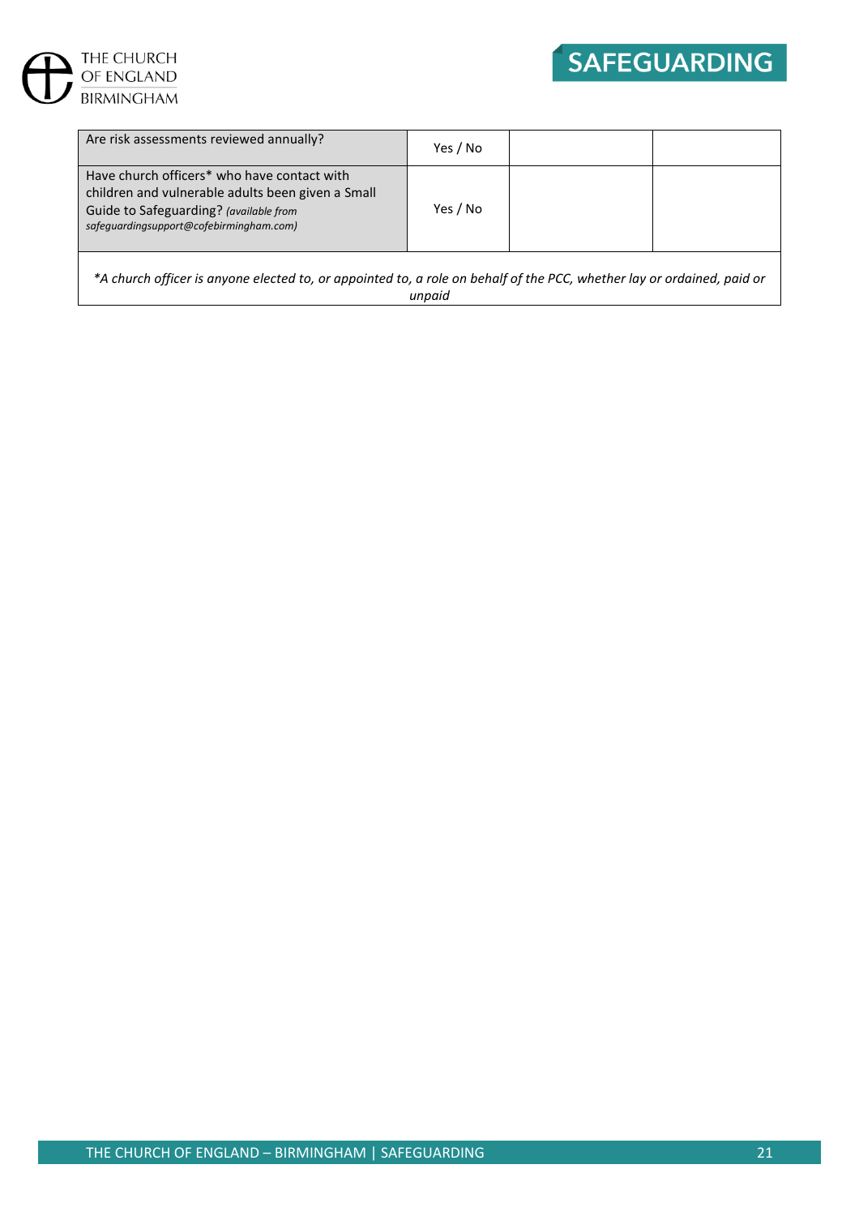| | | | |
|---|---|---|---|
| Are risk assessments reviewed annually? | Yes / No | | |
| Have church officers* who have contact with children and vulnerable adults been given a Small Guide to Safeguarding? *(available from safeguardingsupport@cofebirmingham.com)* | Yes / No | | |

*\*A church officer is anyone elected to, or appointed to, a role on behalf of the PCC, whether lay or ordained, paid or unpaid*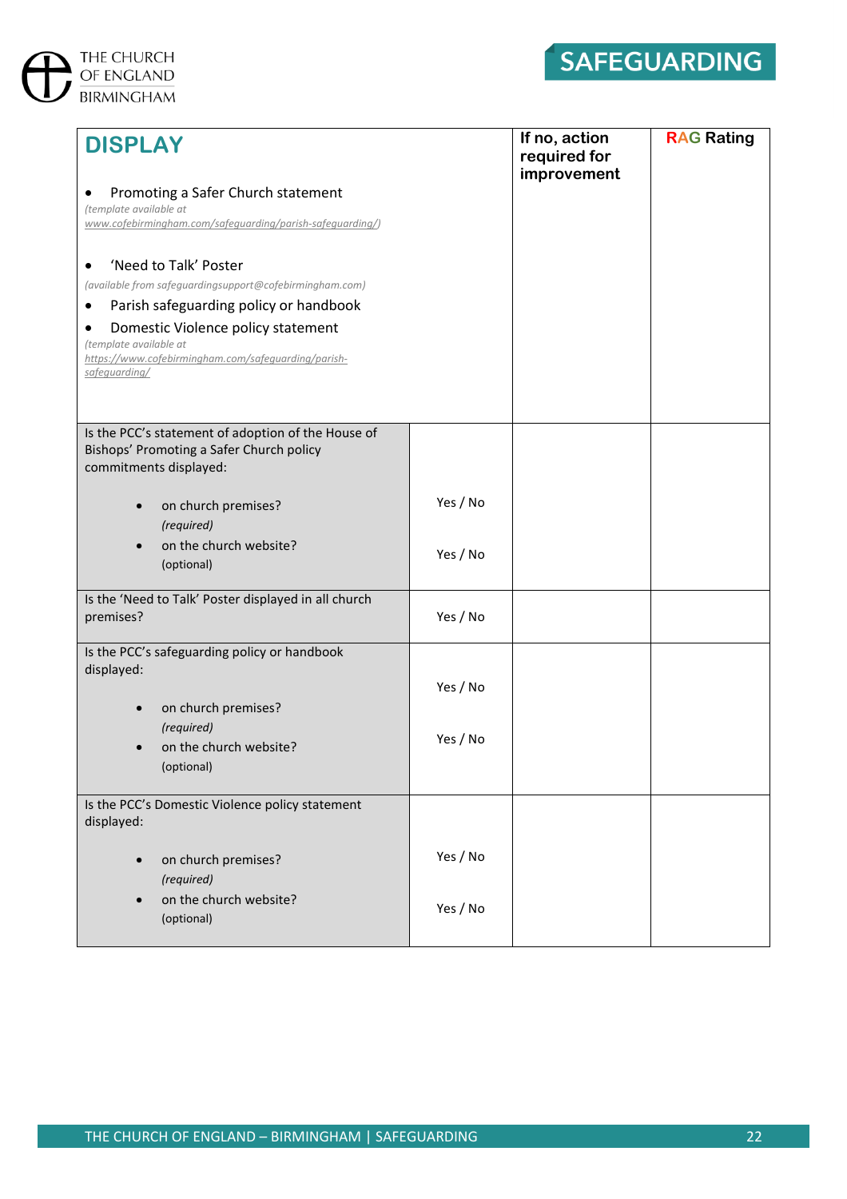| **DISPLAY**<br><br>• Promoting a Safer Church statement<br>*(template available at www.cofebirmingham.com/safeguarding/parish-safeguarding/)*<br><br>• 'Need to Talk' Poster<br>*(available from safeguardingsupport@cofebirmingham.com)*<br>• Parish safeguarding policy or handbook<br>• Domestic Violence policy statement<br>*(template available at https://www.cofebirmingham.com/safeguarding/parish-safeguarding/* | | **If no, action required for improvement** | **RAG Rating** |
|---|---|---|---|
| Is the PCC's statement of adoption of the House of Bishops' Promoting a Safer Church policy commitments displayed:<br><br>• on church premises? *(required)*<br>• on the church website? (optional) | Yes / No<br><br>Yes / No | | |
| Is the 'Need to Talk' Poster displayed in all church premises? | Yes / No | | |
| Is the PCC's safeguarding policy or handbook displayed:<br><br>• on church premises? *(required)*<br>• on the church website? (optional) | Yes / No<br><br>Yes / No | | |
| Is the PCC's Domestic Violence policy statement displayed:<br><br>• on church premises? *(required)*<br>• on the church website? (optional) | Yes / No<br><br>Yes / No | | |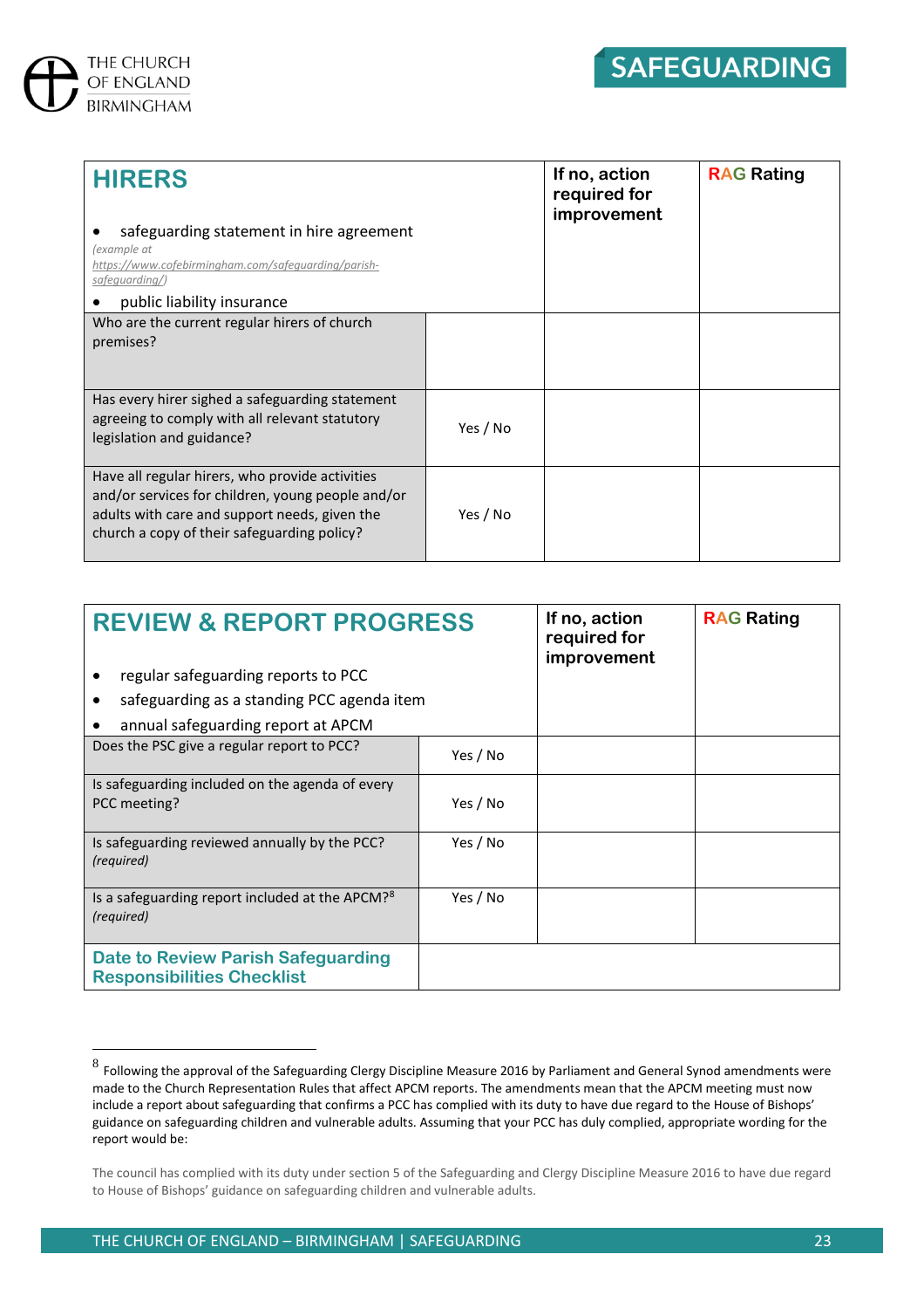| **HIRERS**<br><br>• safeguarding statement in hire agreement<br>*(example at https://www.cofebirmingham.com/safeguarding/parish-safeguarding/)*<br>• public liability insurance | | **If no, action required for improvement** | **RAG Rating** |
|---|---|---|---|
| Who are the current regular hirers of church premises? | | | |
| Has every hirer sighed a safeguarding statement agreeing to comply with all relevant statutory legislation and guidance? | Yes / No | | |
| Have all regular hirers, who provide activities and/or services for children, young people and/or adults with care and support needs, given the church a copy of their safeguarding policy? | Yes / No | | |

| **REVIEW & REPORT PROGRESS**<br><br>• regular safeguarding reports to PCC<br>• safeguarding as a standing PCC agenda item<br>• annual safeguarding report at APCM | | **If no, action required for improvement** | **RAG Rating** |
|---|---|---|---|
| Does the PSC give a regular report to PCC? | Yes / No | | |
| Is safeguarding included on the agenda of every PCC meeting? | Yes / No | | |
| Is safeguarding reviewed annually by the PCC? *(required)* | Yes / No | | |
| Is a safeguarding report included at the APCM?[8] *(required)* | Yes / No | | |
| **Date to Review Parish Safeguarding Responsibilities Checklist** | | | |

[8] Following the approval of the Safeguarding Clergy Discipline Measure 2016 by Parliament and General Synod amendments were made to the Church Representation Rules that affect APCM reports. The amendments mean that the APCM meeting must now include a report about safeguarding that confirms a PCC has complied with its duty to have due regard to the House of Bishops' guidance on safeguarding children and vulnerable adults. Assuming that your PCC has duly complied, appropriate wording for the report would be:

The council has complied with its duty under section 5 of the Safeguarding and Clergy Discipline Measure 2016 to have due regard to House of Bishops' guidance on safeguarding children and vulnerable adults.